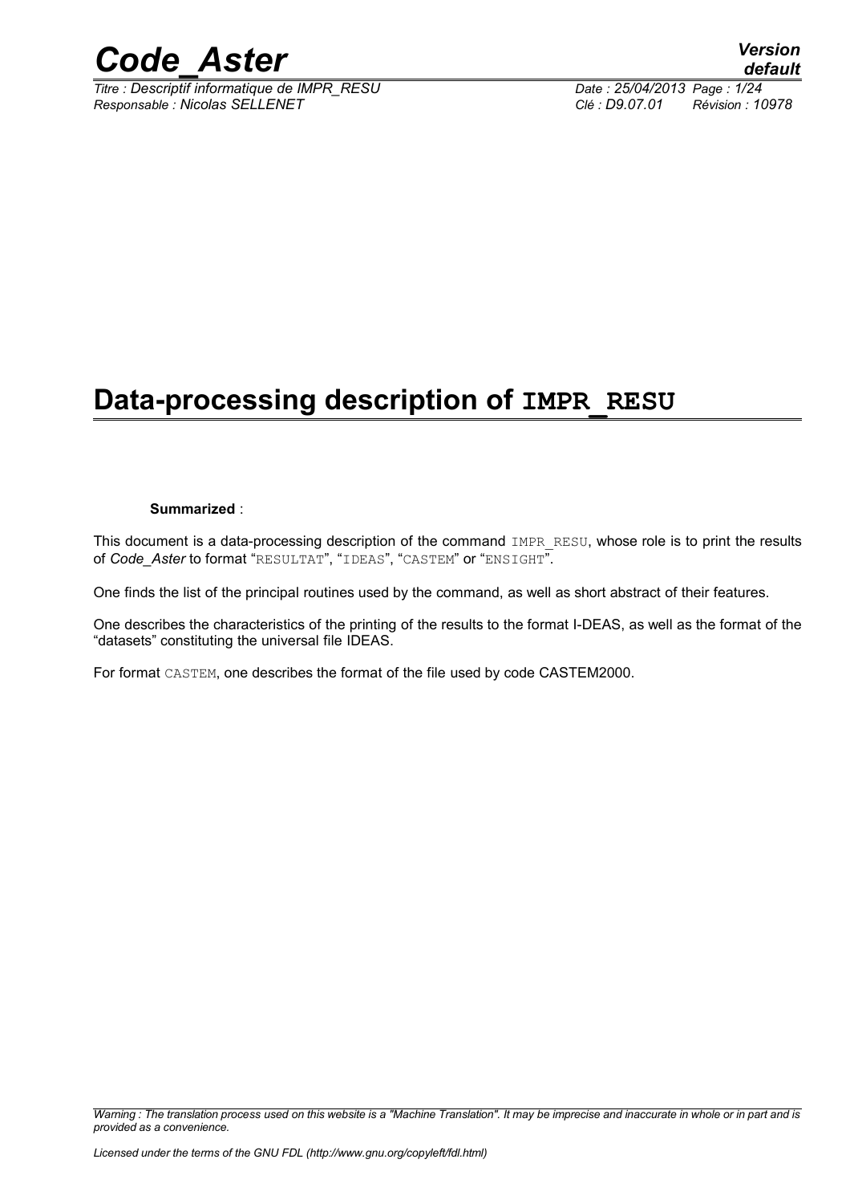# Data-processing description of IMPR_RESU

**Summarized** :

This document is a data-processing description of the command IMPR_RESU, whose role is to print the results of *Code_Aster* to format "RESULTAT", "IDEAS", "CASTEM" or "ENSIGHT".

One finds the list of the principal routines used by the command, as well as short abstract of their features.

One describes the characteristics of the printing of the results to the format I-DEAS, as well as the format of the "datasets" constituting the universal file IDEAS.

For format CASTEM, one describes the format of the file used by code CASTEM2000.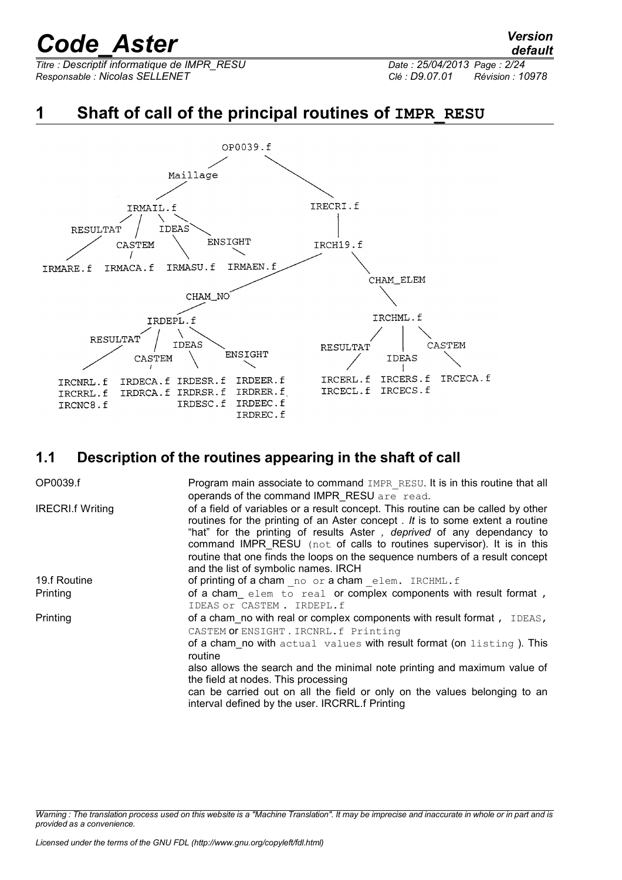# 1 Shaft of call of the principal routines of IMPR_RESU

```
                                OP0039.f
                              /          \
                       Maillage           \
                        /                  \
                  IRMAIL.f                IRECRI.f
              /    /   \    \                |
       RESULTAT  CASTEM IDEAS ENSIGHT        |
          /        /      \       \       IRCH19.f
   IRMARE.f  IRMACA.f  IRMASU.f  IRMAEN.f   /        \
                                     CHAM_NO          CHAM_ELEM
                                       /                  \
                               IRDEPL.f                  IRCHML.f
                          /      /     \     \          /    |     \
                   RESULTAT  CASTEM  IDEAS  ENSIGHT RESULTAT IDEAS CASTEM
                      /        /       \       \       /      |      \
                IRCNRL.f  IRDECA.f IRDESR.f IRDEER.f IRCERL.f IRCERS.f IRCECA.f
                IRCRRL.f  IRDRCA.f IRDRSR.f IRDRER.f IRCECL.f IRCECS.f
                IRCNC8.f           IRDESC.f IRDEEC.f
                                            IRDREC.f
```

## 1.1 Description of the routines appearing in the shaft of call

| | |
|---|---|
| OP0039.f | Program main associate to command IMPR_RESU. It is in this routine that all operands of the command IMPR_RESU are read. |
| IRECRI.f Writing | of a field of variables or a result concept. This routine can be called by other routines for the printing of an Aster concept . *It* is to some extent a routine "hat" for the printing of results Aster , *deprived* of any dependancy to command IMPR_RESU (not of calls to routines supervisor). It is in this routine that one finds the loops on the sequence numbers of a result concept and the list of symbolic names. IRCH |
| 19.f Routine | of printing of a cham _no or a cham _elem. IRCHML.f |
| Printing | of a cham_ elem to real or complex components with result format , IDEAS or CASTEM . IRDEPL.f |
| Printing | of a cham_no with real or complex components with result format , IDEAS, CASTEM or ENSIGHT . IRCNRL.f Printing<br>of a cham_no with actual values with result format (on listing ). This routine<br>also allows the search and the minimal note printing and maximum value of the field at nodes. This processing<br>can be carried out on all the field or only on the values belonging to an interval defined by the user. IRCRRL.f Printing |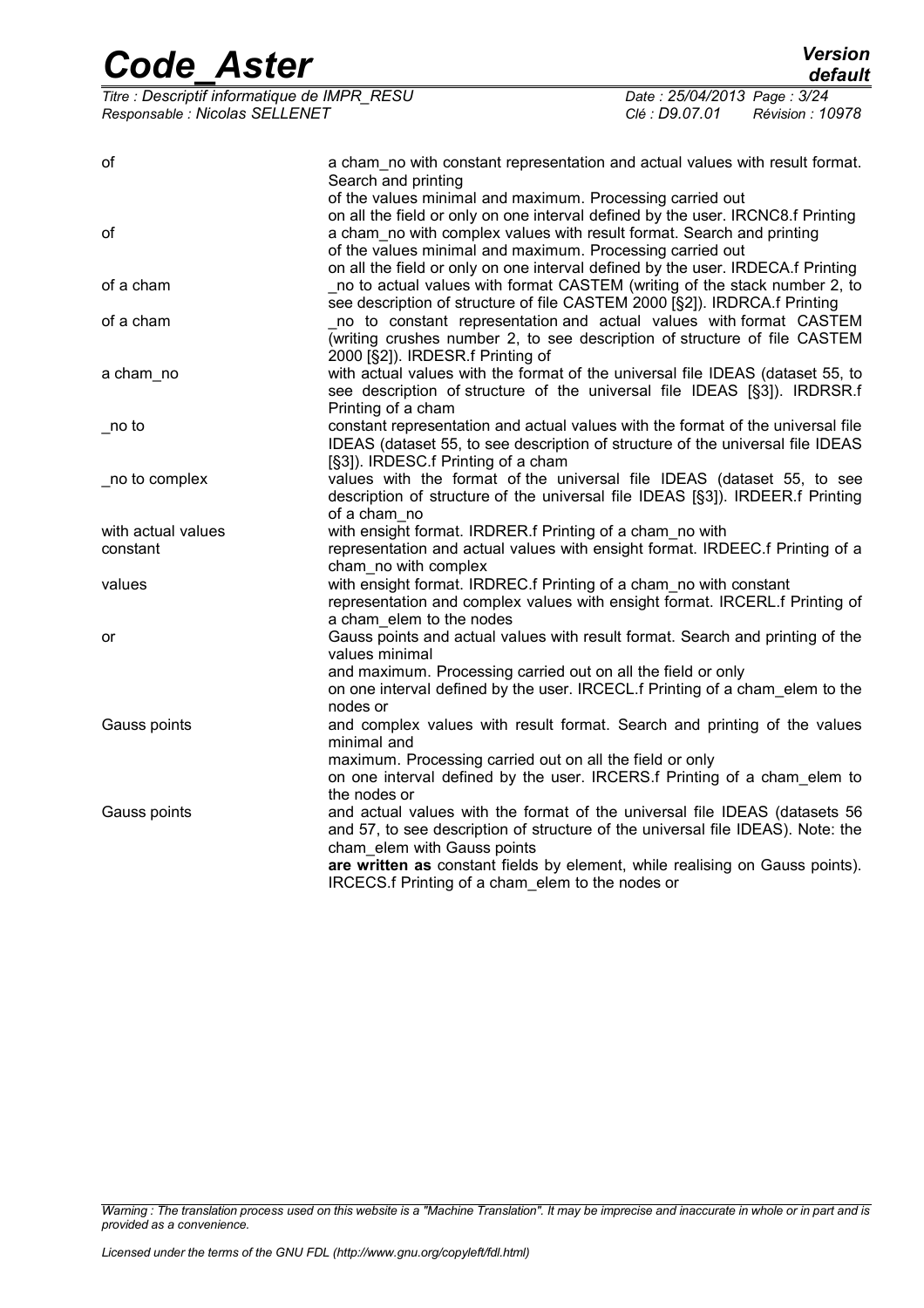| | |
|---|---|
| of | a cham_no with constant representation and actual values with result format. Search and printing of the values minimal and maximum. Processing carried out on all the field or only on one interval defined by the user. IRCNC8.f Printing |
| of | a cham_no with complex values with result format. Search and printing of the values minimal and maximum. Processing carried out on all the field or only on one interval defined by the user. IRDECA.f Printing |
| of a cham | _no to actual values with format CASTEM (writing of the stack number 2, to see description of structure of file CASTEM 2000 [§2]). IRDRCA.f Printing |
| of a cham | _no to constant representation and actual values with format CASTEM (writing crushes number 2, to see description of structure of file CASTEM 2000 [§2]). IRDESR.f Printing of |
| a cham_no | with actual values with the format of the universal file IDEAS (dataset 55, to see description of structure of the universal file IDEAS [§3]). IRDRSR.f Printing of a cham |
| _no to | constant representation and actual values with the format of the universal file IDEAS (dataset 55, to see description of structure of the universal file IDEAS [§3]). IRDESC.f Printing of a cham |
| _no to complex | values with the format of the universal file IDEAS (dataset 55, to see description of structure of the universal file IDEAS [§3]). IRDEER.f Printing of a cham_no |
| with actual values | with ensight format. IRDRER.f Printing of a cham_no with |
| constant | representation and actual values with ensight format. IRDEEC.f Printing of a cham_no with complex |
| values | with ensight format. IRDREC.f Printing of a cham_no with constant representation and complex values with ensight format. IRCERL.f Printing of a cham_elem to the nodes |
| or | Gauss points and actual values with result format. Search and printing of the values minimal and maximum. Processing carried out on all the field or only on one interval defined by the user. IRCECL.f Printing of a cham_elem to the nodes or |
| Gauss points | and complex values with result format. Search and printing of the values minimal and maximum. Processing carried out on all the field or only on one interval defined by the user. IRCERS.f Printing of a cham_elem to the nodes or |
| Gauss points | and actual values with the format of the universal file IDEAS (datasets 56 and 57, to see description of structure of the universal file IDEAS). Note: the cham_elem with Gauss points **are written as** constant fields by element, while realising on Gauss points). IRCECS.f Printing of a cham_elem to the nodes or |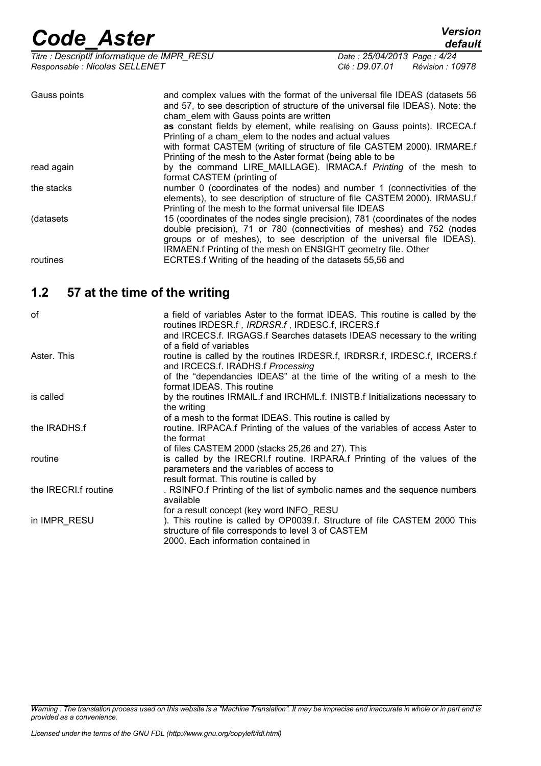| | |
|---|---|
| Gauss points | and complex values with the format of the universal file IDEAS (datasets 56 and 57, to see description of structure of the universal file IDEAS). Note: the cham_elem with Gauss points are written **as** constant fields by element, while realising on Gauss points). IRCECA.f Printing of a cham_elem to the nodes and actual values with format CASTEM (writing of structure of file CASTEM 2000). IRMARE.f Printing of the mesh to the Aster format (being able to be |
| read again | by the command LIRE_MAILLAGE). IRMACA.f *Printing* of the mesh to format CASTEM (printing of |
| the stacks | number 0 (coordinates of the nodes) and number 1 (connectivities of the elements), to see description of structure of file CASTEM 2000). IRMASU.f Printing of the mesh to the format universal file IDEAS |
| (datasets | 15 (coordinates of the nodes single precision), 781 (coordinates of the nodes double precision), 71 or 780 (connectivities of meshes) and 752 (nodes groups or of meshes), to see description of the universal file IDEAS). IRMAEN.f Printing of the mesh on ENSIGHT geometry file. Other |
| routines | ECRTES.f Writing of the heading of the datasets 55,56 and |

## 1.2 57 at the time of the writing

| | |
|---|---|
| of | a field of variables Aster to the format IDEAS. This routine is called by the routines IRDESR.f , *IRDRSR.f* , IRDESC.f, IRCERS.f and IRCECS.f. IRGAGS.f Searches datasets IDEAS necessary to the writing of a field of variables |
| Aster. This | routine is called by the routines IRDESR.f, IRDRSR.f, IRDESC.f, IRCERS.f and IRCECS.f. IRADHS.f *Processing* of the "dependancies IDEAS" at the time of the writing of a mesh to the format IDEAS. This routine |
| is called | by the routines IRMAIL.f and IRCHML.f. INISTB.f Initializations necessary to the writing of a mesh to the format IDEAS. This routine is called by |
| the IRADHS.f | routine. IRPACA.f Printing of the values of the variables of access Aster to the format of files CASTEM 2000 (stacks 25,26 and 27). This |
| routine | is called by the IRECRI.f routine. IRPARA.f Printing of the values of the parameters and the variables of access to result format. This routine is called by |
| the IRECRI.f routine | . RSINFO.f Printing of the list of symbolic names and the sequence numbers available for a result concept (key word INFO_RESU |
| in IMPR_RESU | ). This routine is called by OP0039.f. Structure of file CASTEM 2000 This structure of file corresponds to level 3 of CASTEM 2000. Each information contained in |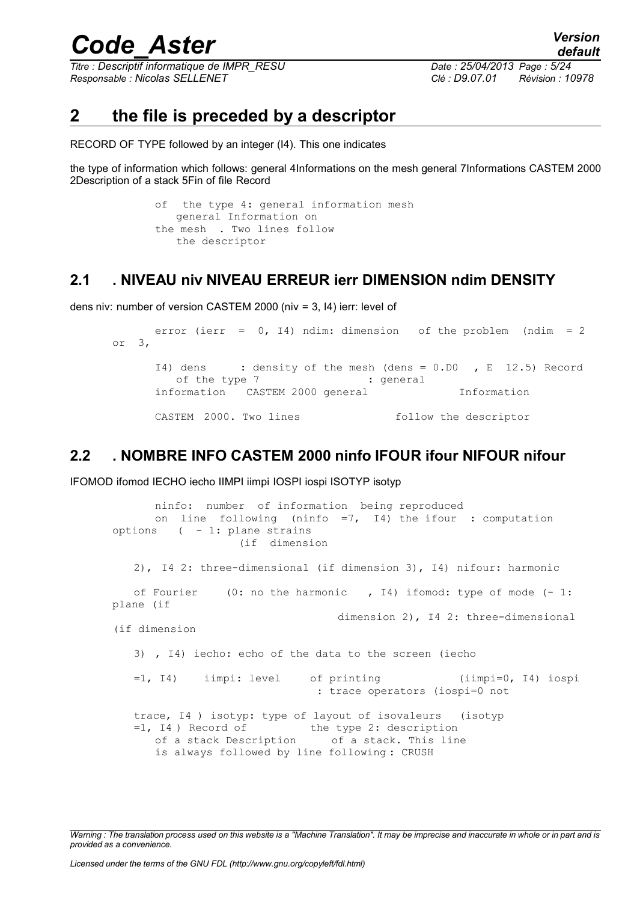## 2 the file is preceded by a descriptor

RECORD OF TYPE followed by an integer (I4). This one indicates

the type of information which follows: general 4Informations on the mesh general 7Informations CASTEM 2000 2Description of a stack 5Fin of file Record

```
of  the type 4: general information mesh
   general Information on
the mesh  . Two lines follow
   the descriptor
```

### 2.1 . NIVEAU niv NIVEAU ERREUR ierr DIMENSION ndim DENSITY

dens niv: number of version CASTEM 2000 (niv = 3, I4) ierr: level of

```
      error (ierr  =  0, I4) ndim: dimension   of the problem  (ndim  = 2
or  3,

      I4) dens     : density of the mesh (dens = 0.D0  , E  12.5) Record
         of the type 7               : general
      information   CASTEM 2000 general              Information

      CASTEM  2000. Two lines              follow the descriptor
```

### 2.2 . NOMBRE INFO CASTEM 2000 ninfo IFOUR ifour NIFOUR nifour

IFOMOD ifomod IECHO iecho IIMPI iimpi IOSPI iospi ISOTYP isotyp

```
      ninfo:  number  of information  being reproduced
      on  line  following  (ninfo  =7,  I4) the ifour  : computation
options   (  - 1: plane strains
                  (if  dimension

   2), I4 2: three-dimensional (if dimension 3), I4) nifour: harmonic

   of Fourier    (0: no the harmonic   , I4) ifomod: type of mode (- 1:
plane (if
                                 dimension 2), I4 2: three-dimensional
(if dimension

   3) , I4) iecho: echo of the data to the screen (iecho

   =1, I4)    iimpi: level    of printing           (iimpi=0, I4) iospi
                              : trace operators (iospi=0 not

   trace, I4 ) isotyp: type of layout of isovaleurs  (isotyp
   =1, I4 ) Record of         the type 2: description
      of a stack Description     of a stack. This line
      is always followed by line following : CRUSH
```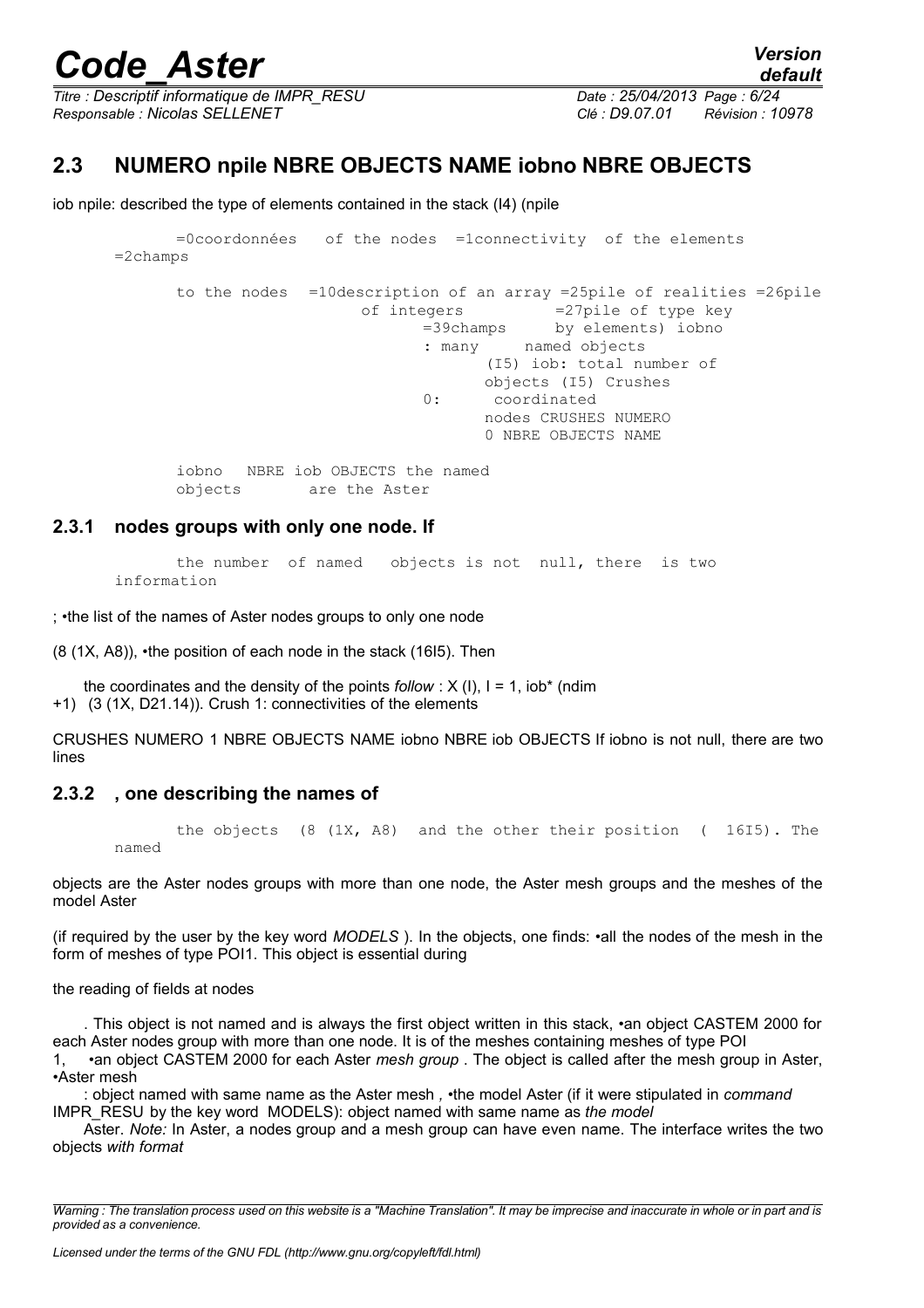## 2.3 NUMERO npile NBRE OBJECTS NAME iobno NBRE OBJECTS

iob npile: described the type of elements contained in the stack (I4) (npile

```
=0coordonnées   of the nodes  =1connectivity  of the elements
=2champs

to the nodes  =10description of an array =25pile of realities =26pile
                    of integers          =27pile of type key
                          =39champs      by elements) iobno
                          : many     named objects
                                (I5) iob: total number of
                                objects (I5) Crushes
                          0:      coordinated
                                nodes CRUSHES NUMERO
                                0 NBRE OBJECTS NAME

iobno   NBRE iob OBJECTS the named
objects       are the Aster
```

### 2.3.1 nodes groups with only one node. If

```
the number  of named   objects is not  null, there  is two
information
```

; •the list of the names of Aster nodes groups to only one node

(8 (1X, A8)), •the position of each node in the stack (16I5). Then

the coordinates and the density of the points *follow* : X (I), I = 1, iob* (ndim +1) (3 (1X, D21.14)). Crush 1: connectivities of the elements

CRUSHES NUMERO 1 NBRE OBJECTS NAME iobno NBRE iob OBJECTS If iobno is not null, there are two lines

### 2.3.2 , one describing the names of

```
the objects  (8 (1X, A8)  and the other their position  (  16I5). The
named
```

objects are the Aster nodes groups with more than one node, the Aster mesh groups and the meshes of the model Aster

(if required by the user by the key word *MODELS* ). In the objects, one finds: •all the nodes of the mesh in the form of meshes of type POI1. This object is essential during

the reading of fields at nodes

. This object is not named and is always the first object written in this stack, •an object CASTEM 2000 for each Aster nodes group with more than one node. It is of the meshes containing meshes of type POI 1, •an object CASTEM 2000 for each Aster *mesh group* . The object is called after the mesh group in Aster, •Aster mesh

: object named with same name as the Aster mesh , •the model Aster (if it were stipulated in *command* IMPR_RESU by the key word MODELS): object named with same name as *the model*

Aster. *Note:* In Aster, a nodes group and a mesh group can have even name. The interface writes the two objects *with format*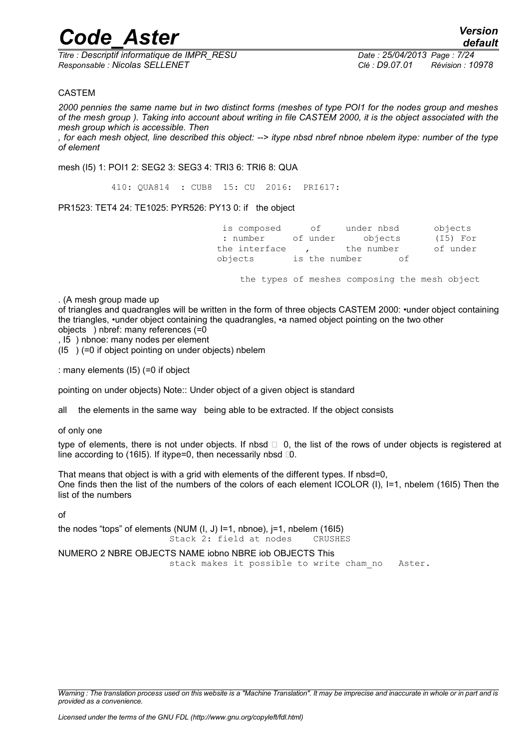CASTEM

*2000 pennies the same name but in two distinct forms (meshes of type POI1 for the nodes group and meshes of the mesh group ). Taking into account about writing in file CASTEM 2000, it is the object associated with the mesh group which is accessible. Then*

*, for each mesh object, line described this object: --> itype nbsd nbref nbnoe nbelem itype: number of the type of element*

mesh (I5) 1: POI1 2: SEG2 3: SEG3 4: TRI3 6: TRI6 8: QUA

410: QUA814 : CUB8 15: CU 2016: PRI617:

PR1523: TET4 24: TE1025: PYR526: PY13 0: if the object

is composed of under nbsd objects : number of under objects (I5) For the interface , the number of under objects is the number of

the types of meshes composing the mesh object

. (A mesh group made up

of triangles and quadrangles will be written in the form of three objects CASTEM 2000: •under object containing the triangles, •under object containing the quadrangles, •a named object pointing on the two other objects ) nbref: many references (=0

, I5 ) nbnoe: many nodes per element

(I5 ) (=0 if object pointing on under objects) nbelem

: many elements (I5) (=0 if object

pointing on under objects) Note:: Under object of a given object is standard

all the elements in the same way being able to be extracted. If the object consists

of only one

type of elements, there is not under objects. If nbsd □ 0, the list of the rows of under objects is registered at line according to (16I5). If itype=0, then necessarily nbsd □0.

That means that object is with a grid with elements of the different types. If nbsd=0,
One finds then the list of the numbers of the colors of each element ICOLOR (I), I=1, nbelem (16I5) Then the list of the numbers

of

the nodes "tops" of elements (NUM (I, J) I=1, nbnoe), j=1, nbelem (16I5)
Stack 2: field at nodes CRUSHES

NUMERO 2 NBRE OBJECTS NAME iobno NBRE iob OBJECTS This
stack makes it possible to write cham_no Aster.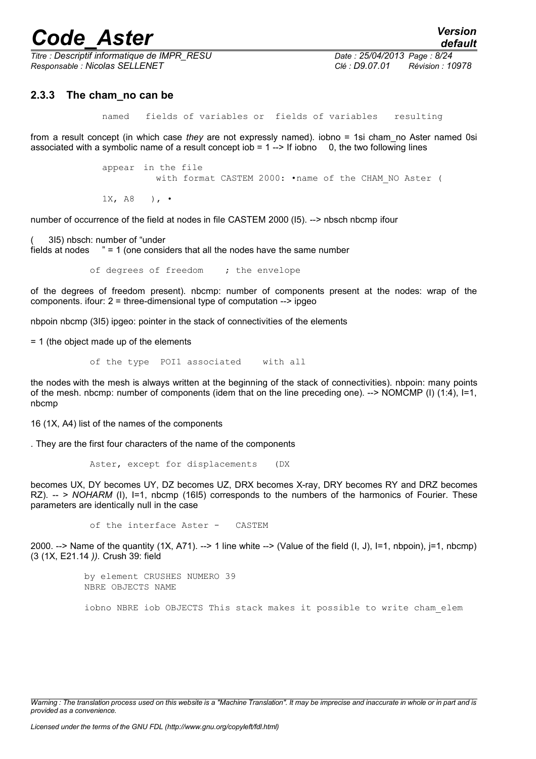### 2.3.3 The cham_no can be

named fields of variables or fields of variables resulting

from a result concept (in which case *they* are not expressly named). iobno = 1si cham_no Aster named 0si associated with a symbolic name of a result concept iob = 1 --> If iobno 0, the two following lines

appear in the file
with format CASTEM 2000: •name of the CHAM_NO Aster (

1X, A8 ), •

number of occurrence of the field at nodes in file CASTEM 2000 (I5). --> nbsch nbcmp ifour

( 3I5) nbsch: number of "under
fields at nodes " = 1 (one considers that all the nodes have the same number

of degrees of freedom ; the envelope

of the degrees of freedom present). nbcmp: number of components present at the nodes: wrap of the components. ifour: 2 = three-dimensional type of computation --> ipgeo

nbpoin nbcmp (3I5) ipgeo: pointer in the stack of connectivities of the elements

= 1 (the object made up of the elements

of the type POI1 associated with all

the nodes with the mesh is always written at the beginning of the stack of connectivities). nbpoin: many points of the mesh. nbcmp: number of components (idem that on the line preceding one). --> NOMCMP (I) (1:4), I=1, nbcmp

16 (1X, A4) list of the names of the components

. They are the first four characters of the name of the components

Aster, except for displacements (DX

becomes UX, DY becomes UY, DZ becomes UZ, DRX becomes X-ray, DRY becomes RY and DRZ becomes RZ). -- > *NOHARM* (I), I=1, nbcmp (16I5) corresponds to the numbers of the harmonics of Fourier. These parameters are identically null in the case

of the interface Aster - CASTEM

2000. --> Name of the quantity (1X, A71). --> 1 line white --> (Value of the field (I, J), I=1, nbpoin), j=1, nbcmp) (3 (1X, E21.14 *)).* Crush 39: field

by element CRUSHES NUMERO 39
NBRE OBJECTS NAME

iobno NBRE iob OBJECTS This stack makes it possible to write cham_elem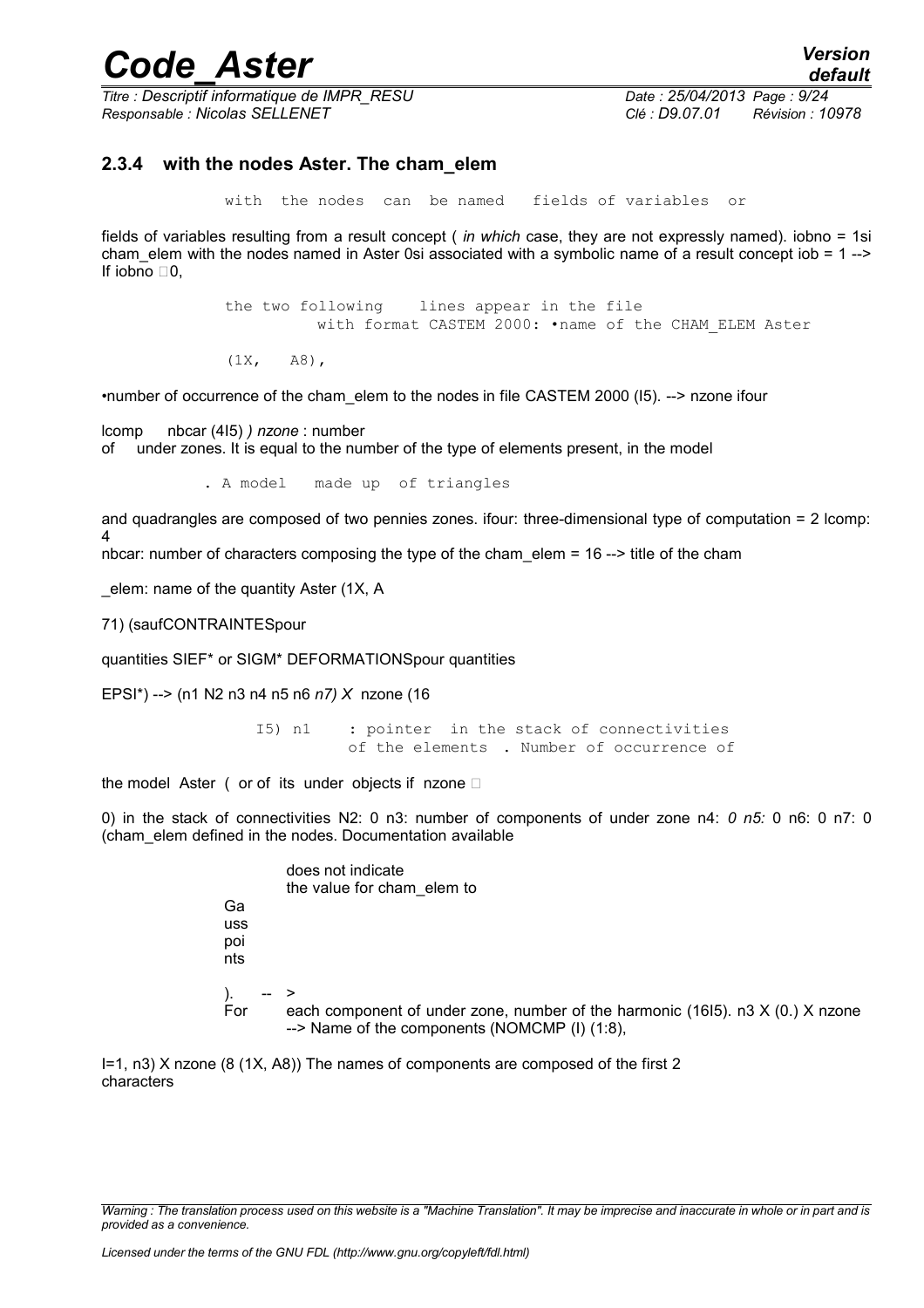### 2.3.4 with the nodes Aster. The cham_elem

with the nodes can be named fields of variables or

fields of variables resulting from a result concept ( *in which* case, they are not expressly named). iobno = 1si cham_elem with the nodes named in Aster 0si associated with a symbolic name of a result concept iob = 1 --> If iobno □0,

the two following lines appear in the file with format CASTEM 2000: •name of the CHAM_ELEM Aster

(1X, A8),

•number of occurrence of the cham_elem to the nodes in file CASTEM 2000 (I5). --> nzone ifour

lcomp nbcar (4I5) *) nzone* : number of under zones. It is equal to the number of the type of elements present, in the model

. A model made up of triangles

and quadrangles are composed of two pennies zones. ifour: three-dimensional type of computation = 2 lcomp: 4

nbcar: number of characters composing the type of the cham_elem = 16 --> title of the cham

_elem: name of the quantity Aster (1X, A

71) (saufCONTRAINTESpour

quantities SIEF* or SIGM* DEFORMATIONSpour quantities

EPSI*) --> (n1 N2 n3 n4 n5 n6 *n7) X* nzone (16

I5) n1 : pointer in the stack of connectivities of the elements . Number of occurrence of

the model Aster ( or of its under objects if nzone □

0) in the stack of connectivities N2: 0 n3: number of components of under zone n4: *0 n5:* 0 n6: 0 n7: 0 (cham_elem defined in the nodes. Documentation available

does not indicate the value for cham_elem to

Gauss points

). -- >

For each component of under zone, number of the harmonic (16I5). n3 X (0.) X nzone --> Name of the components (NOMCMP (I) (1:8),

I=1, n3) X nzone (8 (1X, A8)) The names of components are composed of the first 2 characters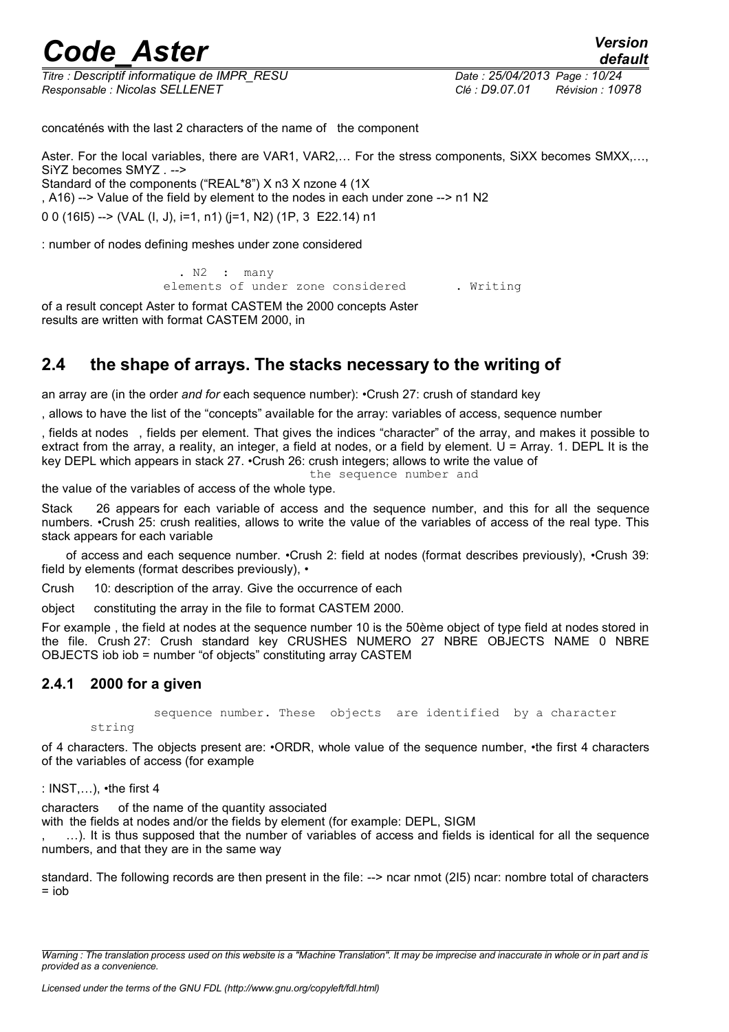concaténés with the last 2 characters of the name of the component

Aster. For the local variables, there are VAR1, VAR2,… For the stress components, SiXX becomes SMXX,…, SiYZ becomes SMYZ . -->
Standard of the components ("REAL*8") X n3 X nzone 4 (1X
, A16) --> Value of the field by element to the nodes in each under zone --> n1 N2

0 0 (16I5) --> (VAL (I, J), i=1, n1) (j=1, N2) (1P, 3 E22.14) n1

: number of nodes defining meshes under zone considered

```
. N2  :  many
elements of under zone considered       . Writing
```

of a result concept Aster to format CASTEM the 2000 concepts Aster results are written with format CASTEM 2000, in

## 2.4 the shape of arrays. The stacks necessary to the writing of

an array are (in the order *and for* each sequence number): •Crush 27: crush of standard key

, allows to have the list of the "concepts" available for the array: variables of access, sequence number

, fields at nodes , fields per element. That gives the indices "character" of the array, and makes it possible to extract from the array, a reality, an integer, a field at nodes, or a field by element. U = Array. 1. DEPL It is the key DEPL which appears in stack 27. •Crush 26: crush integers; allows to write the value of the sequence number and the value of the variables of access of the whole type.

Stack 26 appears for each variable of access and the sequence number, and this for all the sequence numbers. •Crush 25: crush realities, allows to write the value of the variables of access of the real type. This stack appears for each variable

of access and each sequence number. •Crush 2: field at nodes (format describes previously), •Crush 39: field by elements (format describes previously), •

Crush 10: description of the array. Give the occurrence of each

object constituting the array in the file to format CASTEM 2000.

For example , the field at nodes at the sequence number 10 is the 50ème object of type field at nodes stored in the file. Crush 27: Crush standard key CRUSHES NUMERO 27 NBRE OBJECTS NAME 0 NBRE OBJECTS iob iob = number "of objects" constituting array CASTEM

### 2.4.1 2000 for a given

```
sequence number. These  objects  are identified  by a character
string
```

of 4 characters. The objects present are: •ORDR, whole value of the sequence number, •the first 4 characters of the variables of access (for example

: INST,…), •the first 4

characters of the name of the quantity associated
with the fields at nodes and/or the fields by element (for example: DEPL, SIGM
, …). It is thus supposed that the number of variables of access and fields is identical for all the sequence numbers, and that they are in the same way

standard. The following records are then present in the file: --> ncar nmot (2I5) ncar: nombre total of characters = iob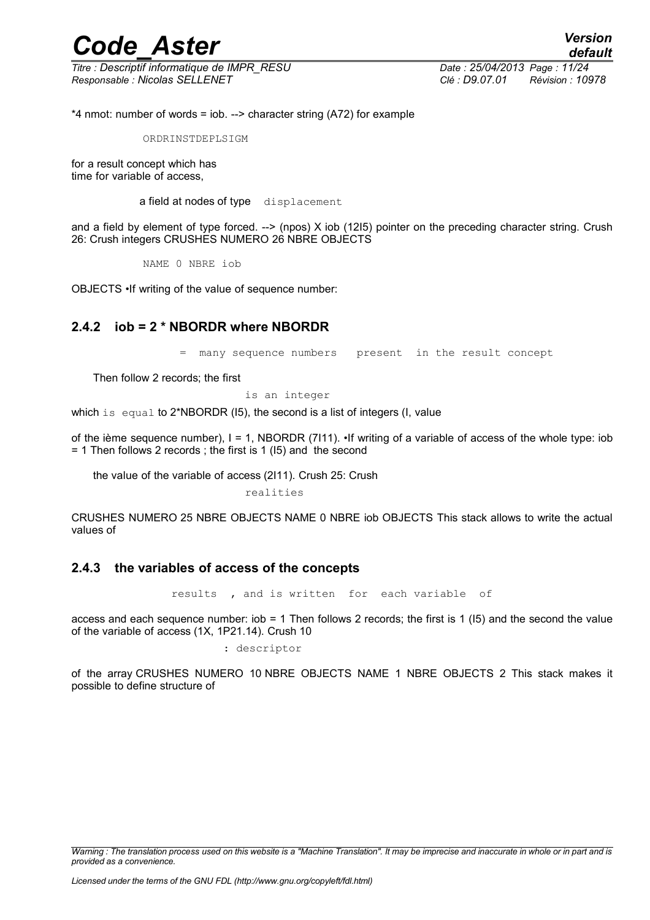*4 nmot: number of words = iob. --> character string (A72) for example

```
ORDRINSTDEPLSIGM
```

for a result concept which has
time for variable of access,

a field at nodes of type `displacement`

and a field by element of type forced. --> (npos) X iob (12I5) pointer on the preceding character string. Crush 26: Crush integers CRUSHES NUMERO 26 NBRE OBJECTS

```
NAME 0 NBRE iob
```

OBJECTS •If writing of the value of sequence number:

### 2.4.2 iob = 2 * NBORDR where NBORDR

= many sequence numbers present in the result concept

Then follow 2 records; the first

is an integer

which is equal to 2*NBORDR (I5), the second is a list of integers (I, value

of the ième sequence number), I = 1, NBORDR (7I11). •If writing of a variable of access of the whole type: iob = 1 Then follows 2 records ; the first is 1 (I5) and the second

the value of the variable of access (2I11). Crush 25: Crush

realities

CRUSHES NUMERO 25 NBRE OBJECTS NAME 0 NBRE iob OBJECTS This stack allows to write the actual values of

### 2.4.3 the variables of access of the concepts

results , and is written for each variable of

access and each sequence number: iob = 1 Then follows 2 records; the first is 1 (I5) and the second the value of the variable of access (1X, 1P21.14). Crush 10

: descriptor

of the array CRUSHES NUMERO 10 NBRE OBJECTS NAME 1 NBRE OBJECTS 2 This stack makes it possible to define structure of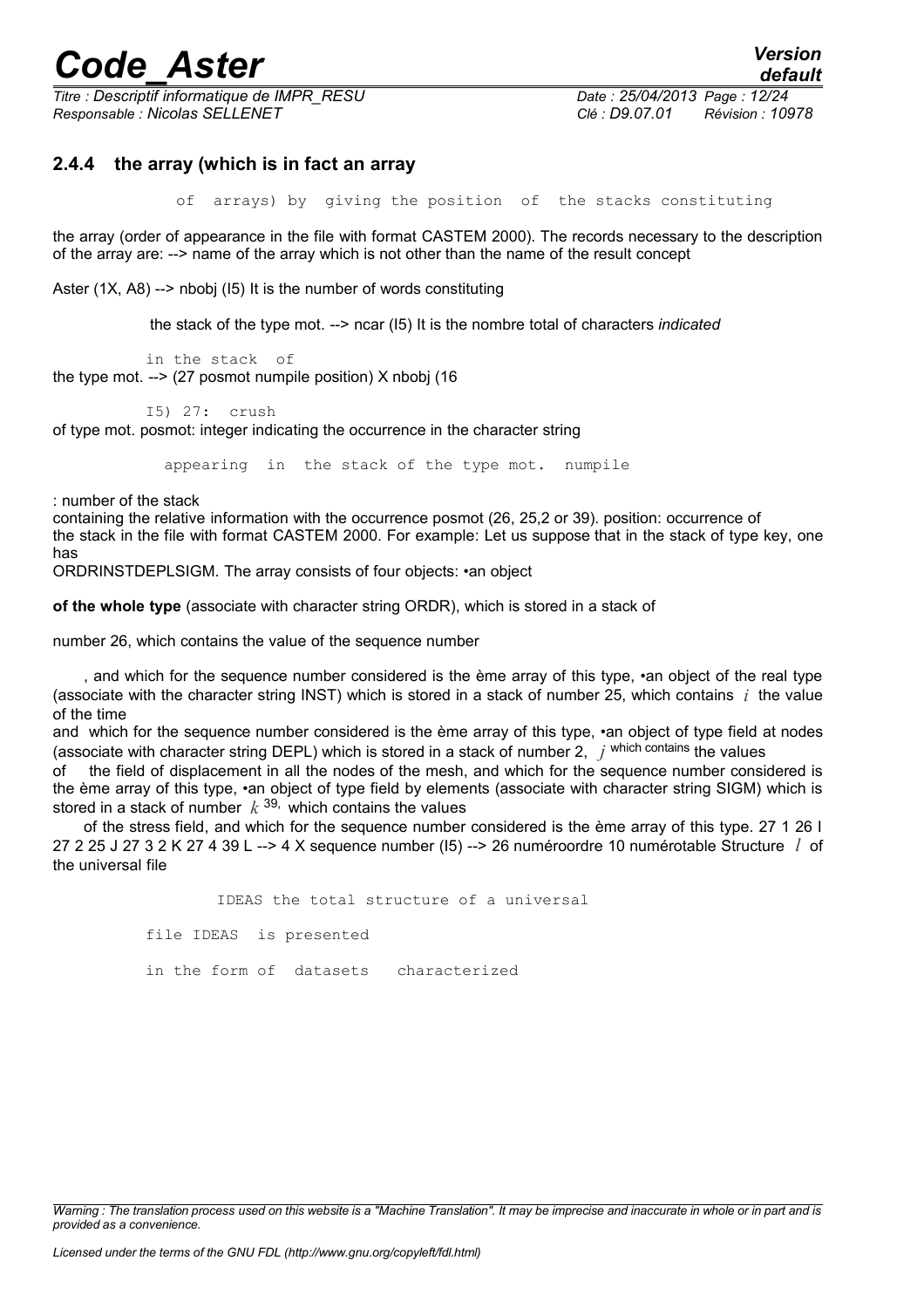### 2.4.4 the array (which is in fact an array

of arrays) by giving the position of the stacks constituting

the array (order of appearance in the file with format CASTEM 2000). The records necessary to the description of the array are: --> name of the array which is not other than the name of the result concept

Aster (1X, A8) --> nbobj (I5) It is the number of words constituting

the stack of the type mot. --> ncar (I5) It is the nombre total of characters *indicated*

in the stack of

the type mot. --> (27 posmot numpile position) X nbobj (16

I5) 27: crush

of type mot. posmot: integer indicating the occurrence in the character string

appearing in the stack of the type mot. numpile

: number of the stack

containing the relative information with the occurrence posmot (26, 25,2 or 39). position: occurrence of the stack in the file with format CASTEM 2000. For example: Let us suppose that in the stack of type key, one has

ORDRINSTDEPLSIGM. The array consists of four objects: •an object

**of the whole type** (associate with character string ORDR), which is stored in a stack of

number 26, which contains the value of the sequence number

, and which for the sequence number considered is the ème array of this type, •an object of the real type (associate with the character string INST) which is stored in a stack of number 25, which contains $i$ the value of the time

and which for the sequence number considered is the ème array of this type, •an object of type field at nodes (associate with character string DEPL) which is stored in a stack of number 2, $j$ which contains the values

of the field of displacement in all the nodes of the mesh, and which for the sequence number considered is the ème array of this type, •an object of type field by elements (associate with character string SIGM) which is stored in a stack of number $k$ 39, which contains the values

of the stress field, and which for the sequence number considered is the ème array of this type. 27 1 26 I 27 2 25 J 27 3 2 K 27 4 39 L --> 4 X sequence number (I5) --> 26 numéroordre 10 numérotable Structure $l$ of the universal file

IDEAS the total structure of a universal

file IDEAS is presented

in the form of datasets characterized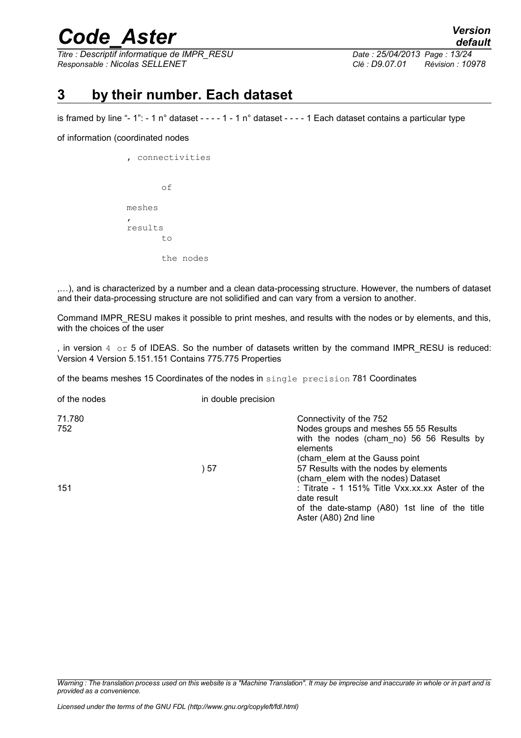# 3 by their number. Each dataset

is framed by line "- 1": - 1 n° dataset - - - - 1 - 1 n° dataset - - - - 1 Each dataset contains a particular type

of information (coordinated nodes

```
, connectivities

       of

meshes
,
results
       to

       the nodes
```

,…), and is characterized by a number and a clean data-processing structure. However, the numbers of dataset and their data-processing structure are not solidified and can vary from a version to another.

Command IMPR_RESU makes it possible to print meshes, and results with the nodes or by elements, and this, with the choices of the user

, in version `4 or` 5 of IDEAS. So the number of datasets written by the command IMPR_RESU is reduced: Version 4 Version 5.151.151 Contains 775.775 Properties

of the beams meshes 15 Coordinates of the nodes in `single precision` 781 Coordinates

| of the nodes | in double precision | |
|---|---|---|
| 71.780<br>752 | | Connectivity of the 752<br>Nodes groups and meshes 55 55 Results with the nodes (cham_no) 56 56 Results by elements<br>(cham_elem at the Gauss point |
| | ) 57 | 57 Results with the nodes by elements<br>(cham_elem with the nodes) Dataset |
| 151 | | : Titrate - 1 151% Title Vxx.xx.xx Aster of the date result<br>of the date-stamp (A80) 1st line of the title Aster (A80) 2nd line |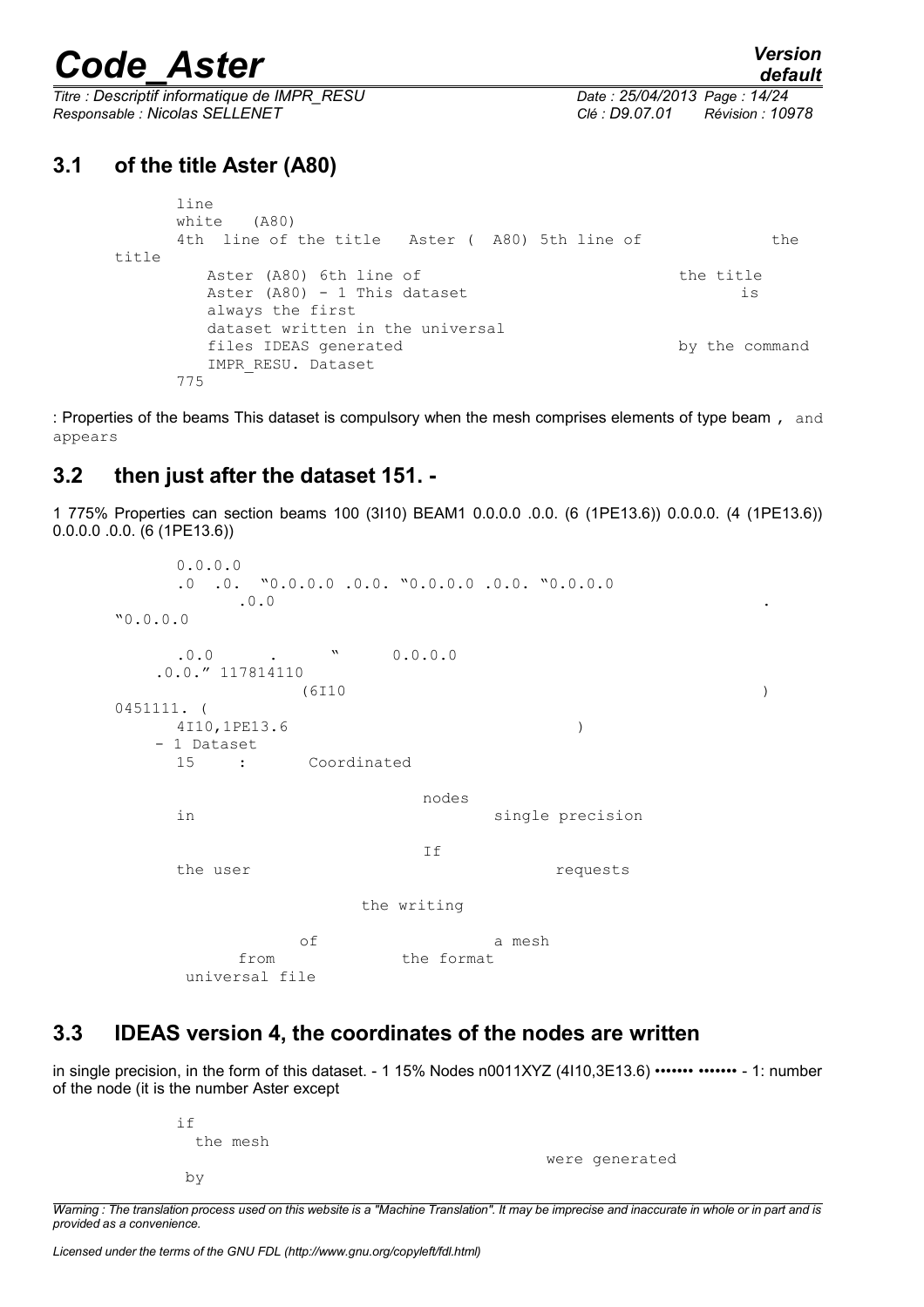## 3.1 of the title Aster (A80)

```
line
white   (A80)
4th  line of the title   Aster (  A80) 5th line of             the
title
   Aster (A80) 6th line of                              the title
   Aster (A80) - 1 This dataset                                 is
   always the first
   dataset written in the universal
   files IDEAS generated                                by the command
   IMPR_RESU. Dataset
775
```

: Properties of the beams This dataset is compulsory when the mesh comprises elements of type beam , and appears

## 3.2 then just after the dataset 151. -

1 775% Properties can section beams 100 (3I10) BEAM1 0.0.0.0 .0.0. (6 (1PE13.6)) 0.0.0.0. (4 (1PE13.6)) 0.0.0.0 .0.0. (6 (1PE13.6))

```
0.0.0.0
.0  .0.  "0.0.0.0 .0.0. "0.0.0.0 .0.0. "0.0.0.0
      .0.0                                                       .
"0.0.0.0

 .0.0      .      "      0.0.0.0
.0.0." 117814110
               (6I10                                               )
0451111. (
 4I10,1PE13.6                           )
- 1 Dataset
 15    :      Coordinated

                         nodes
 in                              single precision

                         If
 the user                                  requests

                    the writing

             of                  a mesh
       from            the format
 universal file
```

## 3.3 IDEAS version 4, the coordinates of the nodes are written

in single precision, in the form of this dataset. - 1 15% Nodes n0011XYZ (4I10,3E13.6) ••••••• ••••••• - 1: number of the node (it is the number Aster except

```
if
  the mesh
                                          were generated
 by
```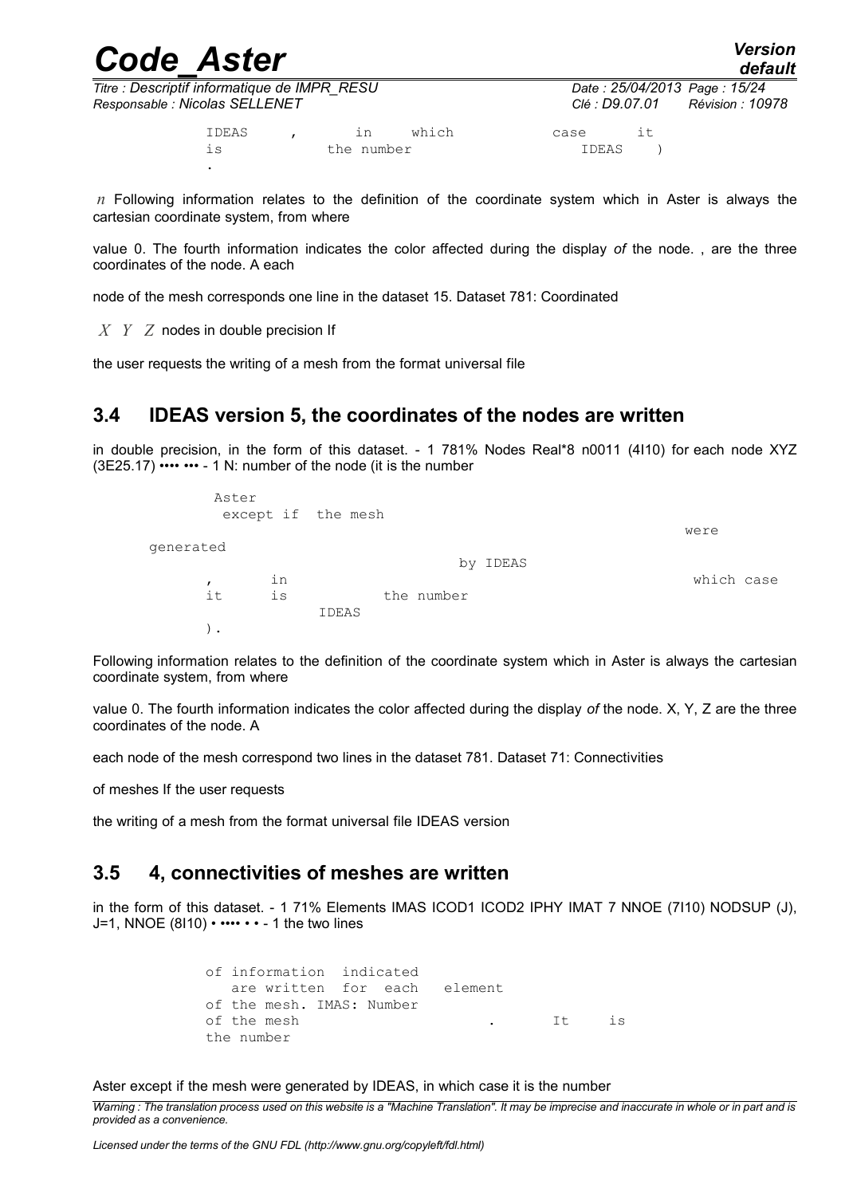IDEAS , in which case it is the number IDEAS ) .

$n$ Following information relates to the definition of the coordinate system which in Aster is always the cartesian coordinate system, from where

value 0. The fourth information indicates the color affected during the display *of* the node. , are the three coordinates of the node. A each

node of the mesh corresponds one line in the dataset 15. Dataset 781: Coordinated

$X$ $Y$ $Z$ nodes in double precision If

the user requests the writing of a mesh from the format universal file

## 3.4 IDEAS version 5, the coordinates of the nodes are written

in double precision, in the form of this dataset. - 1 781% Nodes Real*8 n0011 (4I10) for each node XYZ (3E25.17) •••• ••• - 1 N: number of the node (it is the number

Aster except if the mesh were generated by IDEAS , in which case it is the number IDEAS ).

Following information relates to the definition of the coordinate system which in Aster is always the cartesian coordinate system, from where

value 0. The fourth information indicates the color affected during the display *of* the node. X, Y, Z are the three coordinates of the node. A

each node of the mesh correspond two lines in the dataset 781. Dataset 71: Connectivities

of meshes If the user requests

the writing of a mesh from the format universal file IDEAS version

## 3.5 4, connectivities of meshes are written

in the form of this dataset. - 1 71% Elements IMAS ICOD1 ICOD2 IPHY IMAT 7 NNOE (7I10) NODSUP (J), J=1, NNOE (8I10) • •••• • • - 1 the two lines

of information indicated are written for each element of the mesh. IMAS: Number of the mesh . It is the number

Aster except if the mesh were generated by IDEAS, in which case it is the number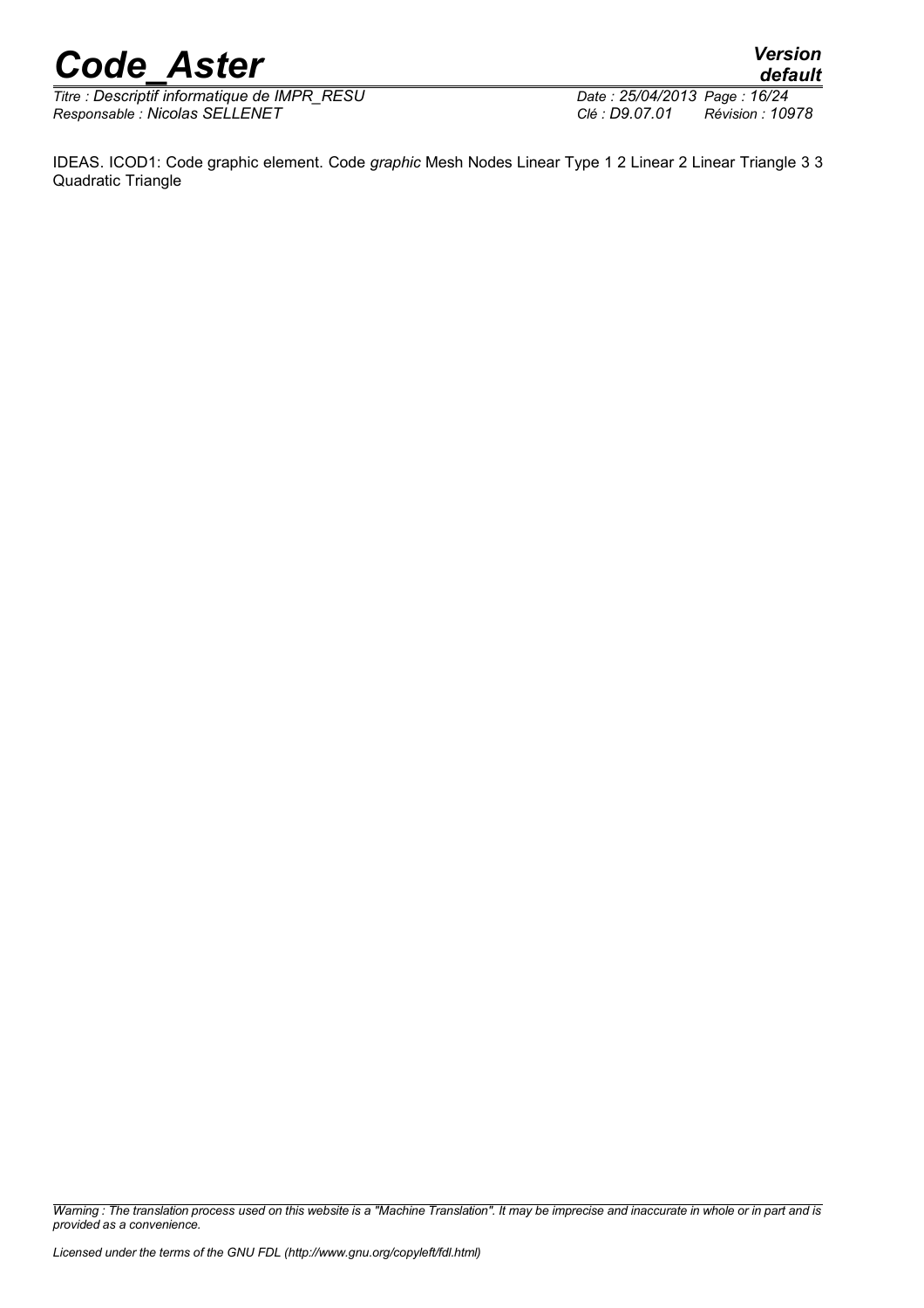IDEAS. ICOD1: Code graphic element. Code *graphic* Mesh Nodes Linear Type 1 2 Linear 2 Linear Triangle 3 3 Quadratic Triangle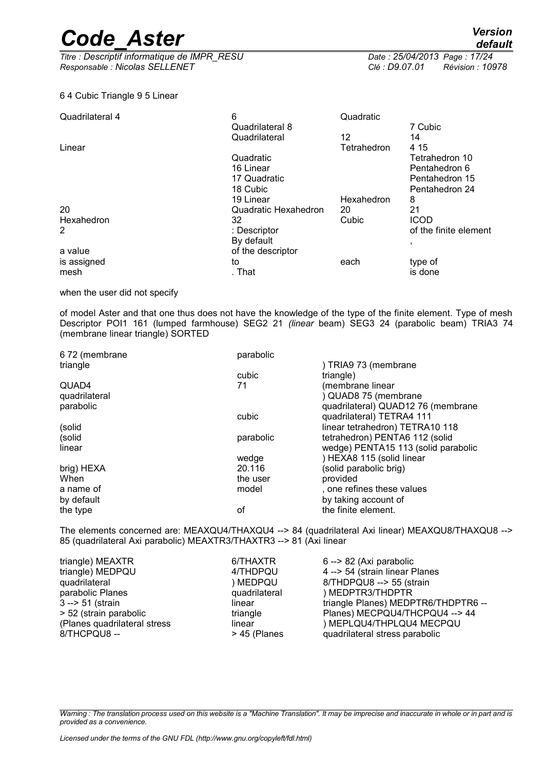6 4 Cubic Triangle 9 5 Linear

| | | | |
|---|---|---|---|
| Quadrilateral 4 | 6 | Quadratic | |
| | Quadrilateral 8 | | 7 Cubic |
| | Quadrilateral | 12 | 14 |
| Linear | | Tetrahedron | 4 15 |
| | Quadratic | | Tetrahedron 10 |
| | 16 Linear | | Pentahedron 6 |
| | 17 Quadratic | | Pentahedron 15 |
| | 18 Cubic | | Pentahedron 24 |
| | 19 Linear | Hexahedron | 8 |
| 20 | Quadratic Hexahedron | 20 | 21 |
| Hexahedron | 32 | Cubic | ICOD |
| 2 | : Descriptor | | of the finite element |
| | By default | | , |
| a value | of the descriptor | | |
| is assigned | to | each | type of |
| mesh | . That | | is done |

when the user did not specify

of model Aster and that one thus does not have the knowledge of the type of the finite element. Type of mesh Descriptor POI1 161 (lumped farmhouse) SEG2 21 *(linear* beam) SEG3 24 (parabolic beam) TRIA3 74 (membrane linear triangle) SORTED

| | | |
|---|---|---|
| 6 72 (membrane | parabolic | |
| triangle | | ) TRIA9 73 (membrane |
| | cubic | triangle) |
| QUAD4 | 71 | (membrane linear |
| quadrilateral | | ) QUAD8 75 (membrane |
| parabolic | | quadrilateral) QUAD12 76 (membrane |
| | cubic | quadrilateral) TETRA4 111 |
| (solid | | linear tetrahedron) TETRA10 118 |
| (solid | parabolic | tetrahedron) PENTA6 112 (solid |
| linear | | wedge) PENTA15 113 (solid parabolic |
| | wedge | ) HEXA8 115 (solid linear |
| brig) HEXA | 20.116 | (solid parabolic brig) |
| When | the user | provided |
| a name of | model | , one refines these values |
| by default | | by taking account of |
| the type | of | the finite element. |

The elements concerned are: MEAXQU4/THAXQU4 --> 84 (quadrilateral Axi linear) MEAXQU8/THAXQU8 --> 85 (quadrilateral Axi parabolic) MEAXTR3/THAXTR3 --> 81 (Axi linear

| | | |
|---|---|---|
| triangle) MEAXTR | 6/THAXTR | 6 --> 82 (Axi parabolic |
| triangle) MEDPQU | 4/THDPQU | 4 --> 54 (strain linear Planes |
| quadrilateral | ) MEDPQU | 8/THDPQU8 --> 55 (strain |
| parabolic Planes | quadrilateral | ) MEDPTR3/THDPTR |
| 3 --> 51 (strain | linear | triangle Planes) MEDPTR6/THDPTR6 -- |
| > 52 (strain parabolic | triangle | Planes) MECPQU4/THCPQU4 --> 44 |
| (Planes quadrilateral stress | linear | ) MEPLQU4/THPLQU4 MECPQU |
| 8/THCPQU8 -- | > 45 (Planes | quadrilateral stress parabolic |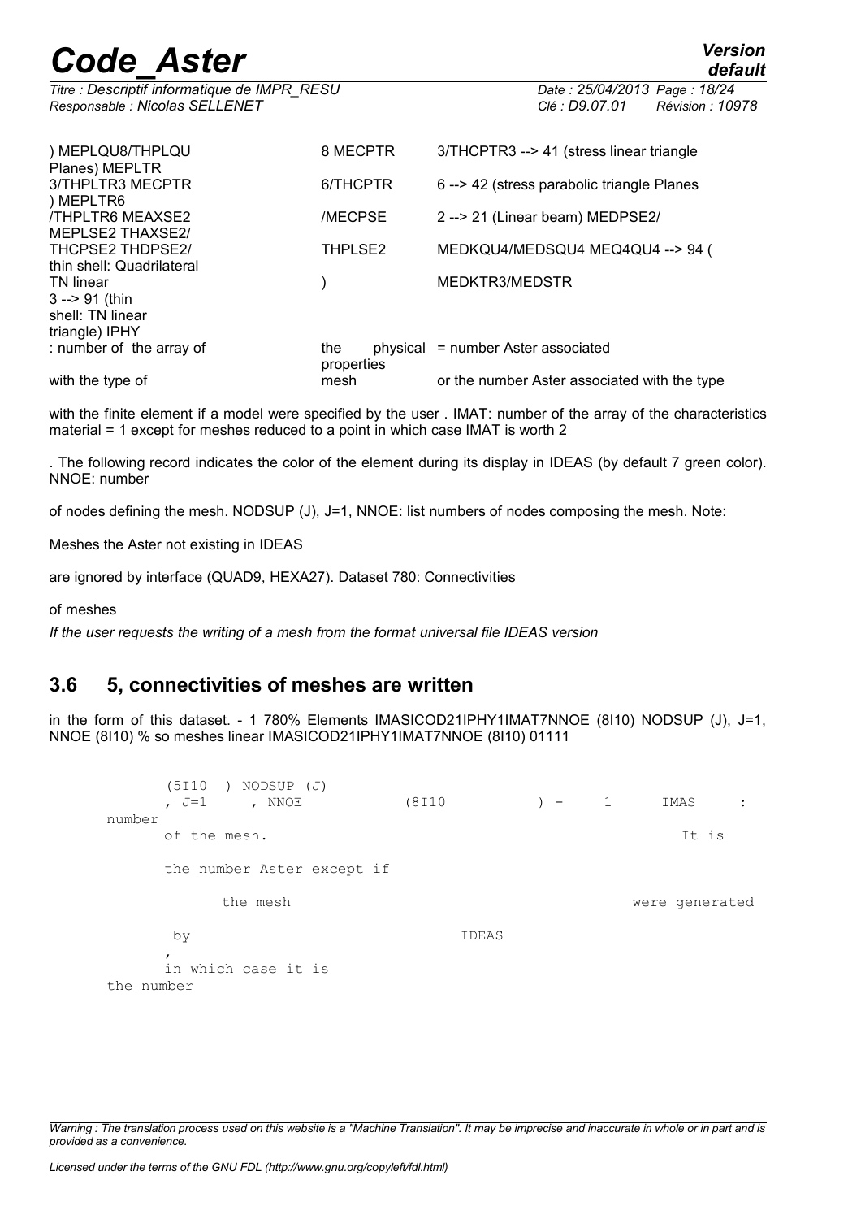| ) MEPLQU8/THPLQU Planes) MEPLTR | 8 MECPTR | 3/THCPTR3 --> 41 (stress linear triangle |
|---|---|---|
| 3/THPLTR3 MECPTR ) MEPLTR6 | 6/THCPTR | 6 --> 42 (stress parabolic triangle Planes |
| /THPLTR6 MEAXSE2 MEPLSE2 THAXSE2/ | /MECPSE | 2 --> 21 (Linear beam) MEDPSE2/ |
| THCPSE2 THDPSE2/ thin shell: Quadrilateral | THPLSE2 | MEDKQU4/MEDSQU4 MEQ4QU4 --> 94 ( |
| TN linear 3 --> 91 (thin shell: TN linear triangle) IPHY | ) | MEDKTR3/MEDSTR |
| : number of the array of | the physical properties | = number Aster associated |
| with the type of | mesh | or the number Aster associated with the type |

with the finite element if a model were specified by the user . IMAT: number of the array of the characteristics material = 1 except for meshes reduced to a point in which case IMAT is worth 2

. The following record indicates the color of the element during its display in IDEAS (by default 7 green color). NNOE: number

of nodes defining the mesh. NODSUP (J), J=1, NNOE: list numbers of nodes composing the mesh. Note:

Meshes the Aster not existing in IDEAS

are ignored by interface (QUAD9, HEXA27). Dataset 780: Connectivities

of meshes

*If the user requests the writing of a mesh from the format universal file IDEAS version*

## 3.6 5, connectivities of meshes are written

in the form of this dataset. - 1 780% Elements IMASICOD21IPHY1IMAT7NNOE (8I10) NODSUP (J), J=1, NNOE (8I10) % so meshes linear IMASICOD21IPHY1IMAT7NNOE (8I10) 01111

```
       (5I10  ) NODSUP (J)
       , J=1     , NNOE           (8I10          ) -     1      IMAS     :
number
       of the mesh.                                                It is

       the number Aster except if

             the mesh                                        were generated

        by                               IDEAS
       ,
       in which case it is
the number
```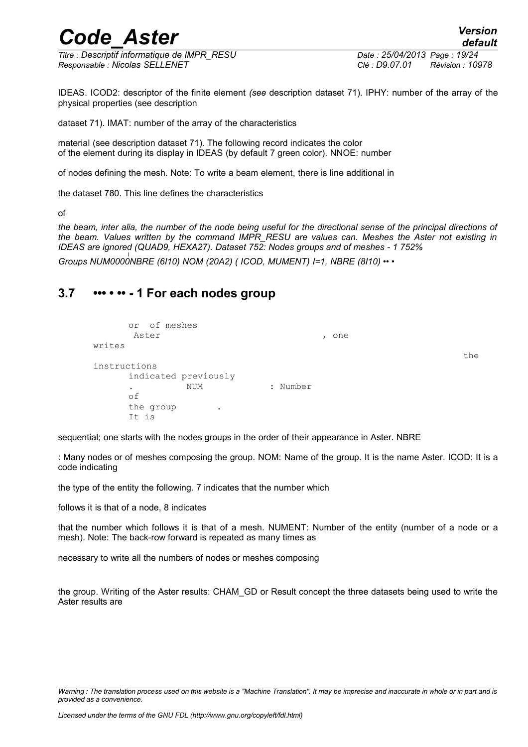IDEAS. ICOD2: descriptor of the finite element *(see* description dataset 71). IPHY: number of the array of the physical properties (see description

dataset 71). IMAT: number of the array of the characteristics

material (see description dataset 71). The following record indicates the color of the element during its display in IDEAS (by default 7 green color). NNOE: number

of nodes defining the mesh. Note: To write a beam element, there is line additional in

the dataset 780. This line defines the characteristics

of

*the beam, inter alia, the number of the node being useful for the directional sense of the principal directions of the beam. Values written by the command IMPR_RESU are values can. Meshes the Aster not existing in IDEAS are ignored (QUAD9, HEXA27). Dataset 752: Nodes groups and of meshes - 1 752%*

*Groups NUM0000NBRE (6I10) NOM (20A2) ( ICOD, NUMENT) I=1, NBRE (8I10) •• •*

## 3.7 ••• • •• - 1 For each nodes group

or of meshes Aster , one writes the instructions indicated previously . NUM : Number of the group . It is

sequential; one starts with the nodes groups in the order of their appearance in Aster. NBRE

: Many nodes or of meshes composing the group. NOM: Name of the group. It is the name Aster. ICOD: It is a code indicating

the type of the entity the following. 7 indicates that the number which

follows it is that of a node, 8 indicates

that the number which follows it is that of a mesh. NUMENT: Number of the entity (number of a node or a mesh). Note: The back-row forward is repeated as many times as

necessary to write all the numbers of nodes or meshes composing

the group. Writing of the Aster results: CHAM_GD or Result concept the three datasets being used to write the Aster results are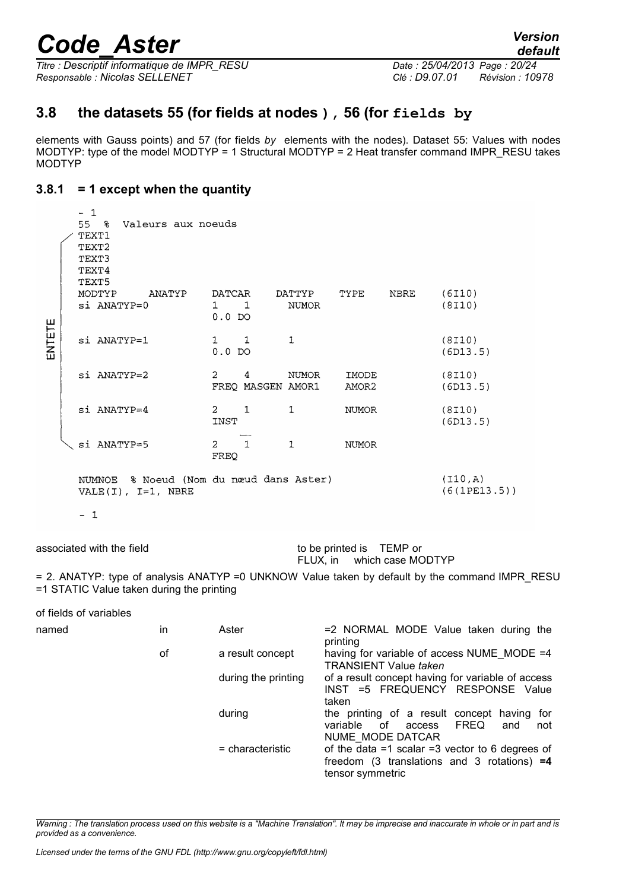## 3.8 the datasets 55 (for fields at nodes ), 56 (for fields by

elements with Gauss points) and 57 (for fields *by* elements with the nodes). Dataset 55: Values with nodes MODTYP: type of the model MODTYP = 1 Structural MODTYP = 2 Heat transfer command IMPR_RESU takes MODTYP

### 3.8.1 = 1 except when the quantity

```
      - 1
      55  %  Valeurs aux noeuds
      TEXT1
      TEXT2
      TEXT3
      TEXT4
      TEXT5
      MODTYP    ANATYP    DATCAR    DATTYP    TYPE    NBRE    (6I10)
      si ANATYP=0         1    1     NUMOR                     (8I10)
                          0.0 DO
ENTETE
      si ANATYP=1         1    1     1                         (8I10)
                          0.0 DO                               (6D13.5)

      si ANATYP=2         2    4     NUMOR    IMODE            (8I10)
                          FREQ MASGEN AMOR1   AMOR2            (6D13.5)

      si ANATYP=4         2    1     1        NUMOR            (8I10)
                          INST                                 (6D13.5)

      si ANATYP=5         2    1     1        NUMOR
                          FREQ

      NUMNOE  % Noeud (Nom du nœud dans Aster)                 (I10,A)
      VALE(I), I=1, NBRE                                       (6(1PE13.5))

      - 1
```

associated with the field to be printed is TEMP or FLUX, in which case MODTYP

= 2. ANATYP: type of analysis ANATYP =0 UNKNOW Value taken by default by the command IMPR_RESU =1 STATIC Value taken during the printing

of fields of variables

| named | in | Aster | =2 NORMAL MODE Value taken during the printing |
|---|---|---|---|
| | of | a result concept | having for variable of access NUME_MODE =4 TRANSIENT Value *taken* |
| | | during the printing | of a result concept having for variable of access INST =5 FREQUENCY RESPONSE Value taken |
| | | during | the printing of a result concept having for variable of access FREQ and not NUME_MODE DATCAR |
| | | = characteristic | of the data =1 scalar =3 vector to 6 degrees of freedom (3 translations and 3 rotations) **=4** tensor symmetric |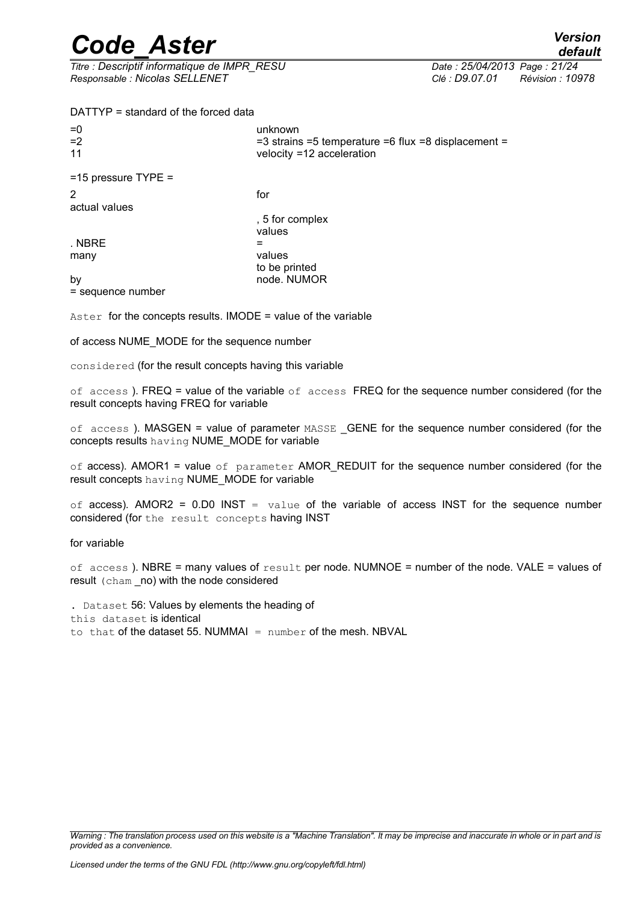DATTYP = standard of the forced data

=0 unknown
=2 =3 strains =5 temperature =6 flux =8 displacement =
11 velocity =12 acceleration

=15 pressure TYPE =

2 for
actual values

, 5 for complex
values
. NBRE =
many values
to be printed
by node. NUMOR
= sequence number

Aster for the concepts results. IMODE = value of the variable

of access NUME_MODE for the sequence number

considered (for the result concepts having this variable

of access ). FREQ = value of the variable of access FREQ for the sequence number considered (for the result concepts having FREQ for variable

of access ). MASGEN = value of parameter MASSE _GENE for the sequence number considered (for the concepts results having NUME_MODE for variable

of access). AMOR1 = value of parameter AMOR_REDUIT for the sequence number considered (for the result concepts having NUME_MODE for variable

of access). AMOR2 = 0.D0 INST = value of the variable of access INST for the sequence number considered (for the result concepts having INST

for variable

of access ). NBRE = many values of result per node. NUMNOE = number of the node. VALE = values of result (cham _no) with the node considered

. Dataset 56: Values by elements the heading of
this dataset is identical
to that of the dataset 55. NUMMAI = number of the mesh. NBVAL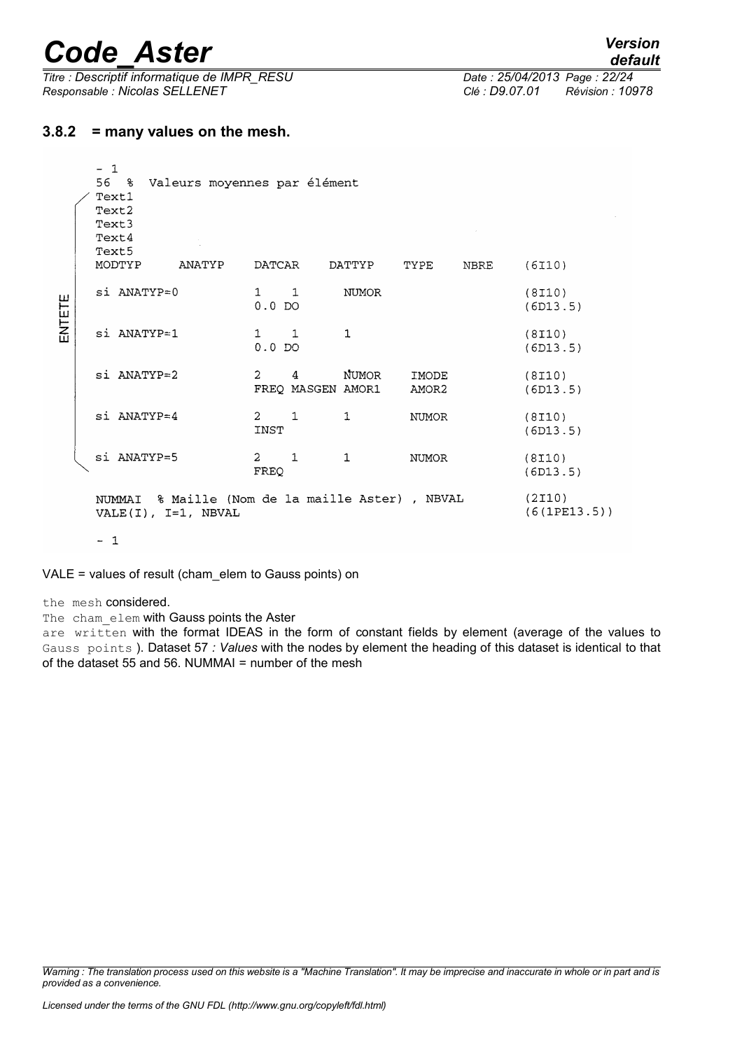### 3.8.2 = many values on the mesh.

```
       - 1
       56  %  Valeurs moyennes par élément
      / Text1
     |  Text2
     |  Text3
     |  Text4
     |  Text5
     |  MODTYP     ANATYP    DATCAR    DATTYP    TYPE    NBRE     (6I10)
     |
E    |  si ANATYP=0          1    1      NUMOR                    (8I10)
N    |                       0.0 DO                               (6D13.5)
T    |
E    |  si ANATYP=1          1    1      1                        (8I10)
T    |                       0.0 DO                               (6D13.5)
E    |
     |  si ANATYP=2          2    4      NUMOR     IMODE          (8I10)
     |                       FREQ MASGEN AMOR1     AMOR2          (6D13.5)
     |
     |  si ANATYP=4          2    1      1         NUMOR          (8I10)
     |                       INST                                 (6D13.5)
     |
     |  si ANATYP=5          2    1      1         NUMOR          (8I10)
      \                      FREQ                                 (6D13.5)

        NUMMAI  % Maille (Nom de la maille Aster) , NBVAL         (2I10)
        VALE(I), I=1, NBVAL                                       (6(1PE13.5))

        - 1
```

VALE = values of result (cham_elem to Gauss points) on

the mesh considered.

The cham_elem with Gauss points the Aster

are written with the format IDEAS in the form of constant fields by element (average of the values to Gauss points ). Dataset 57 *: Values* with the nodes by element the heading of this dataset is identical to that of the dataset 55 and 56. NUMMAI = number of the mesh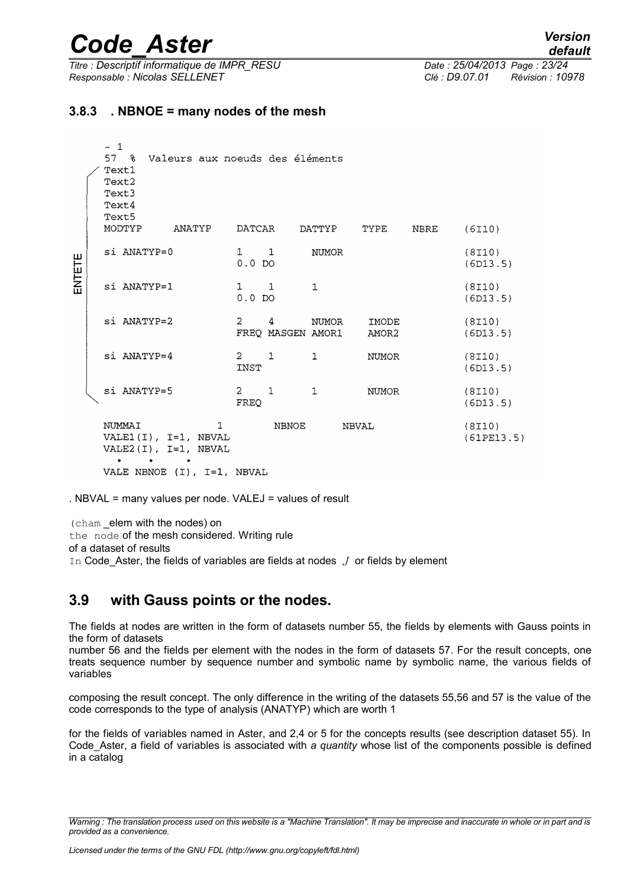### 3.8.3 . NBNOE = many nodes of the mesh

```
     - 1
     57  %  Valeurs aux noeuds des éléments
   / Text1
  |  Text2
  |  Text3
  |  Text4
  |  Text5
  |  MODTYP     ANATYP    DATCAR    DATTYP    TYPE    NBRE     (6I10)
  |
  |  si ANATYP=0          1    1      NUMOR                      (8I10)
E |                       0.0 DO                                 (6D13.5)
N |
T |  si ANATYP=1          1    1      1                          (8I10)
E |                       0.0 DO                                 (6D13.5)
T |
E |  si ANATYP=2          2    4      NUMOR     IMODE            (8I10)
  |                       FREQ MASGEN AMOR1     AMOR2            (6D13.5)
  |
  |  si ANATYP=4          2    1      1         NUMOR            (8I10)
  |                       INST                                   (6D13.5)
  |
  |  si ANATYP=5          2    1      1         NUMOR            (8I10)
   \                      FREQ                                   (6D13.5)

     NUMMAI          1        NBNOE      NBVAL                   (8I10)
     VALE1(I), I=1, NBVAL                                        (61PE13.5)
     VALE2(I), I=1, NBVAL
       •    •    •
     VALE NBNOE (I), I=1, NBVAL
```

. NBVAL = many values per node. VALEJ = values of result

(cham _elem with the nodes) on
the node of the mesh considered. Writing rule
of a dataset of results
In Code_Aster, the fields of variables are fields at nodes $J$ or fields by element

## 3.9 with Gauss points or the nodes.

The fields at nodes are written in the form of datasets number 55, the fields by elements with Gauss points in the form of datasets
number 56 and the fields per element with the nodes in the form of datasets 57. For the result concepts, one treats sequence number by sequence number and symbolic name by symbolic name, the various fields of variables

composing the result concept. The only difference in the writing of the datasets 55,56 and 57 is the value of the code corresponds to the type of analysis (ANATYP) which are worth 1

for the fields of variables named in Aster, and 2,4 or 5 for the concepts results (see description dataset 55). In Code_Aster, a field of variables is associated with *a quantity* whose list of the components possible is defined in a catalog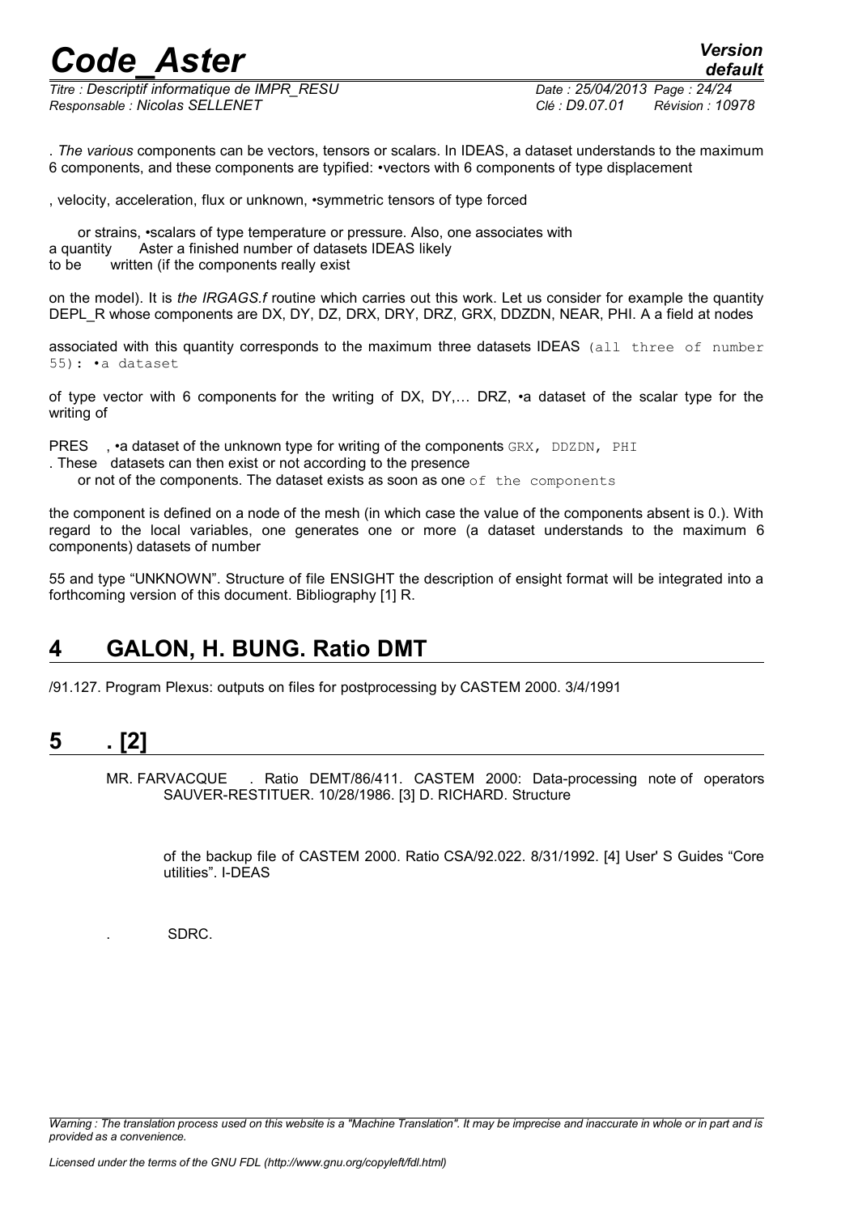. *The various* components can be vectors, tensors or scalars. In IDEAS, a dataset understands to the maximum 6 components, and these components are typified: •vectors with 6 components of type displacement

, velocity, acceleration, flux or unknown, •symmetric tensors of type forced

or strains, •scalars of type temperature or pressure. Also, one associates with a quantity Aster a finished number of datasets IDEAS likely to be written (if the components really exist

on the model). It is *the IRGAGS.f* routine which carries out this work. Let us consider for example the quantity DEPL_R whose components are DX, DY, DZ, DRX, DRY, DRZ, GRX, DDZDN, NEAR, PHI. A a field at nodes

associated with this quantity corresponds to the maximum three datasets IDEAS (all three of number 55): •a dataset

of type vector with 6 components for the writing of DX, DY,… DRZ, •a dataset of the scalar type for the writing of

PRES , •a dataset of the unknown type for writing of the components GRX, DDZDN, PHI

. These datasets can then exist or not according to the presence or not of the components. The dataset exists as soon as one of the components

the component is defined on a node of the mesh (in which case the value of the components absent is 0.). With regard to the local variables, one generates one or more (a dataset understands to the maximum 6 components) datasets of number

55 and type "UNKNOWN". Structure of file ENSIGHT the description of ensight format will be integrated into a forthcoming version of this document. Bibliography [1] R.

# 4 GALON, H. BUNG. Ratio DMT

/91.127. Program Plexus: outputs on files for postprocessing by CASTEM 2000. 3/4/1991

# 5 . [2]

MR. FARVACQUE . Ratio DEMT/86/411. CASTEM 2000: Data-processing note of operators SAUVER-RESTITUER. 10/28/1986. [3] D. RICHARD. Structure

of the backup file of CASTEM 2000. Ratio CSA/92.022. 8/31/1992. [4] User' S Guides "Core utilities". I-DEAS

. SDRC.